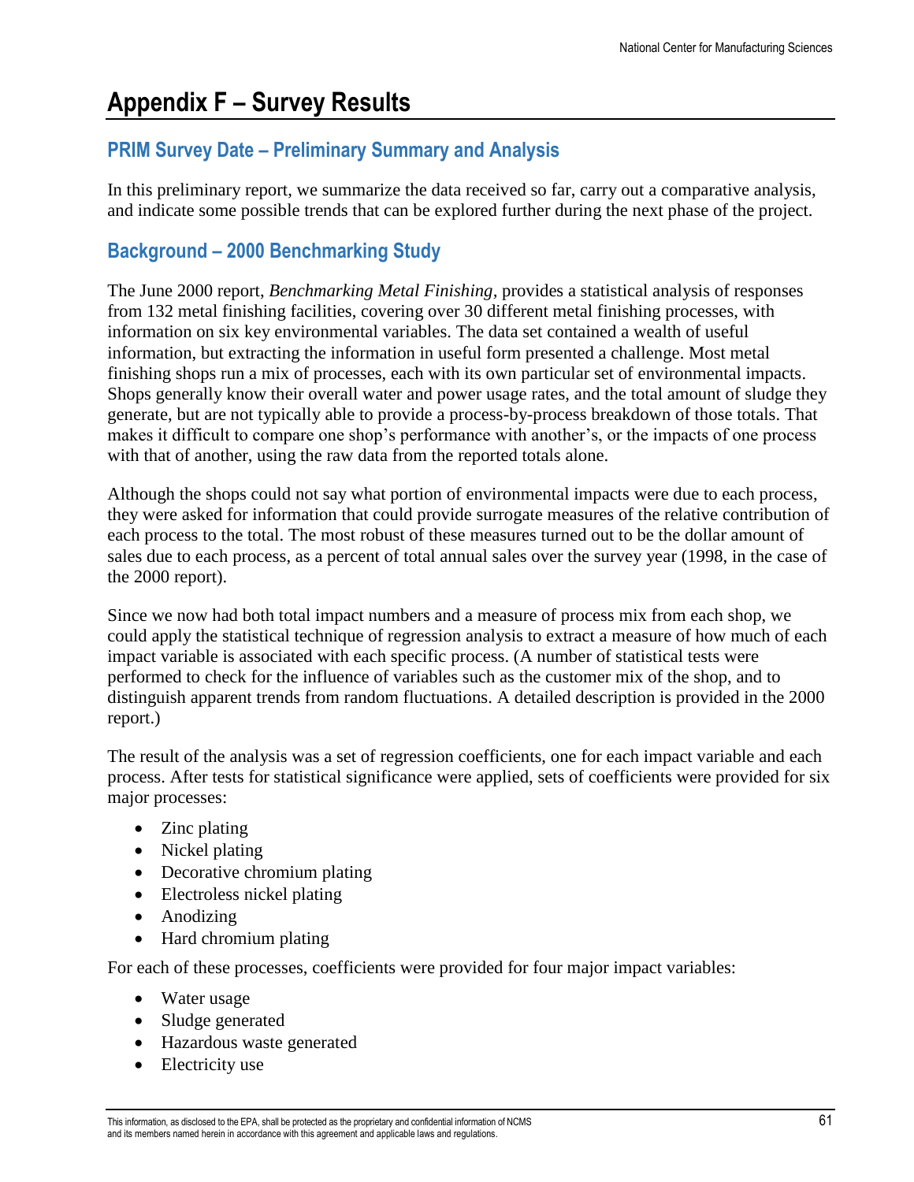# Appendix F – Survey Results

## PRIM Survey Date – Preliminary Summary and Analysis

In this preliminary report, we summarize the data received so far, carry out a comparative analysis, and indicate some possible trends that can be explored further during the next phase of the project.

## Background – 2000 Benchmarking Study

The June 2000 report, *Benchmarking Metal Finishing*, provides a statistical analysis of responses from 132 metal finishing facilities, covering over 30 different metal finishing processes, with information on six key environmental variables. The data set contained a wealth of useful information, but extracting the information in useful form presented a challenge. Most metal finishing shops run a mix of processes, each with its own particular set of environmental impacts. Shops generally know their overall water and power usage rates, and the total amount of sludge they generate, but are not typically able to provide a process-by-process breakdown of those totals. That makes it difficult to compare one shop's performance with another's, or the impacts of one process with that of another, using the raw data from the reported totals alone.

Although the shops could not say what portion of environmental impacts were due to each process, they were asked for information that could provide surrogate measures of the relative contribution of each process to the total. The most robust of these measures turned out to be the dollar amount of sales due to each process, as a percent of total annual sales over the survey year (1998, in the case of the 2000 report).

Since we now had both total impact numbers and a measure of process mix from each shop, we could apply the statistical technique of regression analysis to extract a measure of how much of each impact variable is associated with each specific process. (A number of statistical tests were performed to check for the influence of variables such as the customer mix of the shop, and to distinguish apparent trends from random fluctuations. A detailed description is provided in the 2000 report.)

The result of the analysis was a set of regression coefficients, one for each impact variable and each process. After tests for statistical significance were applied, sets of coefficients were provided for six major processes:

- Zinc plating
- Nickel plating
- Decorative chromium plating
- Electroless nickel plating
- Anodizing
- Hard chromium plating

For each of these processes, coefficients were provided for four major impact variables:

- Water usage
- Sludge generated
- Hazardous waste generated
- Electricity use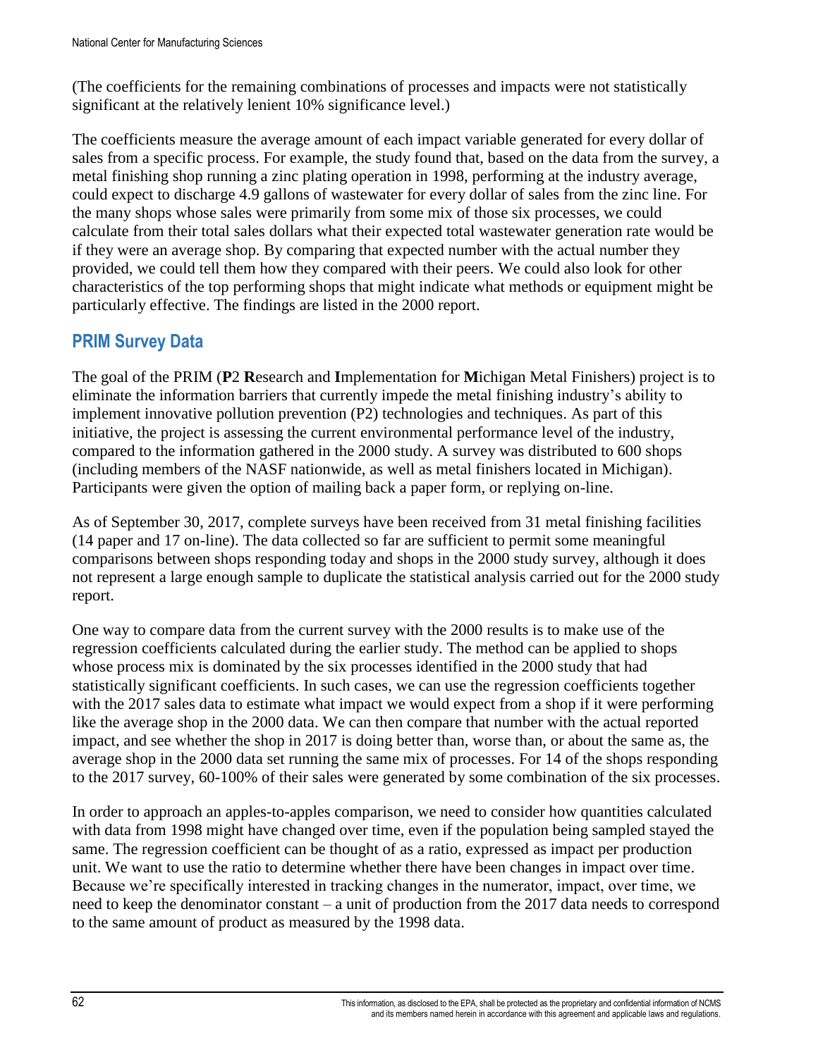(The coefficients for the remaining combinations of processes and impacts were not statistically significant at the relatively lenient 10% significance level.)

The coefficients measure the average amount of each impact variable generated for every dollar of sales from a specific process. For example, the study found that, based on the data from the survey, a metal finishing shop running a zinc plating operation in 1998, performing at the industry average, could expect to discharge 4.9 gallons of wastewater for every dollar of sales from the zinc line. For the many shops whose sales were primarily from some mix of those six processes, we could calculate from their total sales dollars what their expected total wastewater generation rate would be if they were an average shop. By comparing that expected number with the actual number they provided, we could tell them how they compared with their peers. We could also look for other characteristics of the top performing shops that might indicate what methods or equipment might be particularly effective. The findings are listed in the 2000 report.

## PRIM Survey Data

The goal of the PRIM (**P**2 **R**esearch and **I**mplementation for **M**ichigan Metal Finishers) project is to eliminate the information barriers that currently impede the metal finishing industry's ability to implement innovative pollution prevention (P2) technologies and techniques. As part of this initiative, the project is assessing the current environmental performance level of the industry, compared to the information gathered in the 2000 study. A survey was distributed to 600 shops (including members of the NASF nationwide, as well as metal finishers located in Michigan). Participants were given the option of mailing back a paper form, or replying on-line.

As of September 30, 2017, complete surveys have been received from 31 metal finishing facilities (14 paper and 17 on-line). The data collected so far are sufficient to permit some meaningful comparisons between shops responding today and shops in the 2000 study survey, although it does not represent a large enough sample to duplicate the statistical analysis carried out for the 2000 study report.

One way to compare data from the current survey with the 2000 results is to make use of the regression coefficients calculated during the earlier study. The method can be applied to shops whose process mix is dominated by the six processes identified in the 2000 study that had statistically significant coefficients. In such cases, we can use the regression coefficients together with the 2017 sales data to estimate what impact we would expect from a shop if it were performing like the average shop in the 2000 data. We can then compare that number with the actual reported impact, and see whether the shop in 2017 is doing better than, worse than, or about the same as, the average shop in the 2000 data set running the same mix of processes. For 14 of the shops responding to the 2017 survey, 60-100% of their sales were generated by some combination of the six processes.

In order to approach an apples-to-apples comparison, we need to consider how quantities calculated with data from 1998 might have changed over time, even if the population being sampled stayed the same. The regression coefficient can be thought of as a ratio, expressed as impact per production unit. We want to use the ratio to determine whether there have been changes in impact over time. Because we're specifically interested in tracking changes in the numerator, impact, over time, we need to keep the denominator constant – a unit of production from the 2017 data needs to correspond to the same amount of product as measured by the 1998 data.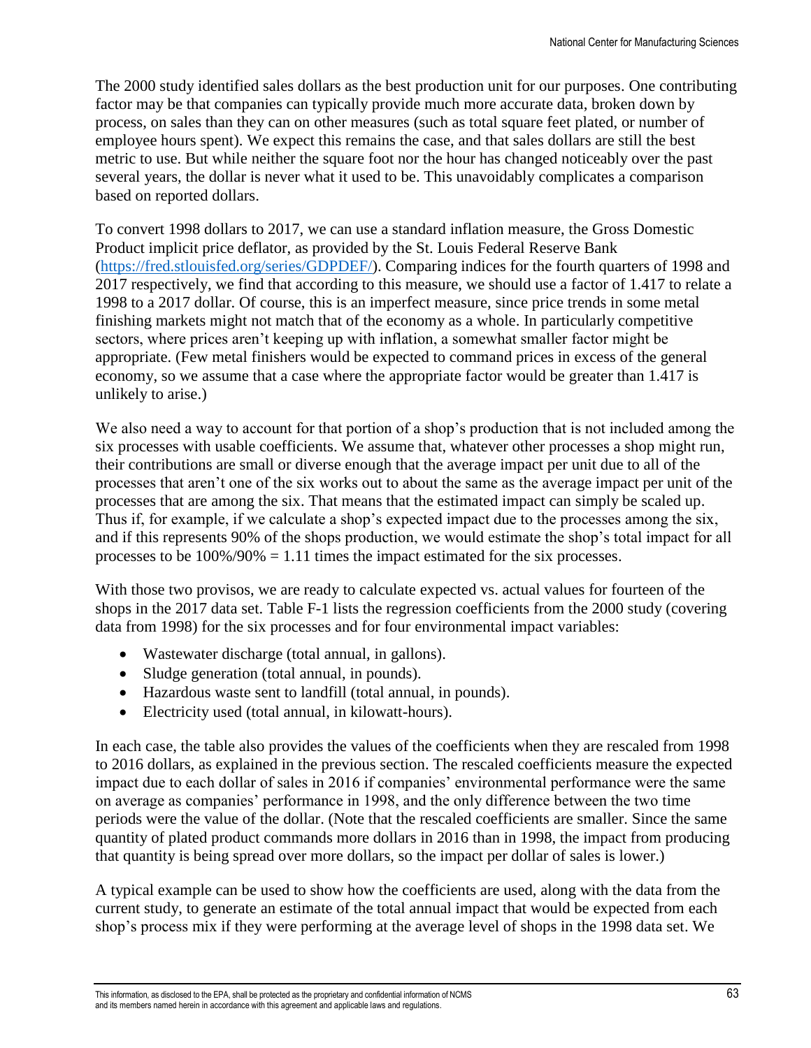The 2000 study identified sales dollars as the best production unit for our purposes. One contributing factor may be that companies can typically provide much more accurate data, broken down by process, on sales than they can on other measures (such as total square feet plated, or number of employee hours spent). We expect this remains the case, and that sales dollars are still the best metric to use. But while neither the square foot nor the hour has changed noticeably over the past several years, the dollar is never what it used to be. This unavoidably complicates a comparison based on reported dollars.

To convert 1998 dollars to 2017, we can use a standard inflation measure, the Gross Domestic Product implicit price deflator, as provided by the St. Louis Federal Reserve Bank (https://fred.stlouisfed.org/series/GDPDEF/). Comparing indices for the fourth quarters of 1998 and 2017 respectively, we find that according to this measure, we should use a factor of 1.417 to relate a 1998 to a 2017 dollar. Of course, this is an imperfect measure, since price trends in some metal finishing markets might not match that of the economy as a whole. In particularly competitive sectors, where prices aren't keeping up with inflation, a somewhat smaller factor might be appropriate. (Few metal finishers would be expected to command prices in excess of the general economy, so we assume that a case where the appropriate factor would be greater than 1.417 is unlikely to arise.)

We also need a way to account for that portion of a shop's production that is not included among the six processes with usable coefficients. We assume that, whatever other processes a shop might run, their contributions are small or diverse enough that the average impact per unit due to all of the processes that aren't one of the six works out to about the same as the average impact per unit of the processes that are among the six. That means that the estimated impact can simply be scaled up. Thus if, for example, if we calculate a shop's expected impact due to the processes among the six, and if this represents 90% of the shops production, we would estimate the shop's total impact for all processes to be 100%/90% = 1.11 times the impact estimated for the six processes.

With those two provisos, we are ready to calculate expected vs. actual values for fourteen of the shops in the 2017 data set. Table F-1 lists the regression coefficients from the 2000 study (covering data from 1998) for the six processes and for four environmental impact variables:

- Wastewater discharge (total annual, in gallons).
- Sludge generation (total annual, in pounds).
- Hazardous waste sent to landfill (total annual, in pounds).
- Electricity used (total annual, in kilowatt-hours).

In each case, the table also provides the values of the coefficients when they are rescaled from 1998 to 2016 dollars, as explained in the previous section. The rescaled coefficients measure the expected impact due to each dollar of sales in 2016 if companies' environmental performance were the same on average as companies' performance in 1998, and the only difference between the two time periods were the value of the dollar. (Note that the rescaled coefficients are smaller. Since the same quantity of plated product commands more dollars in 2016 than in 1998, the impact from producing that quantity is being spread over more dollars, so the impact per dollar of sales is lower.)

A typical example can be used to show how the coefficients are used, along with the data from the current study, to generate an estimate of the total annual impact that would be expected from each shop's process mix if they were performing at the average level of shops in the 1998 data set. We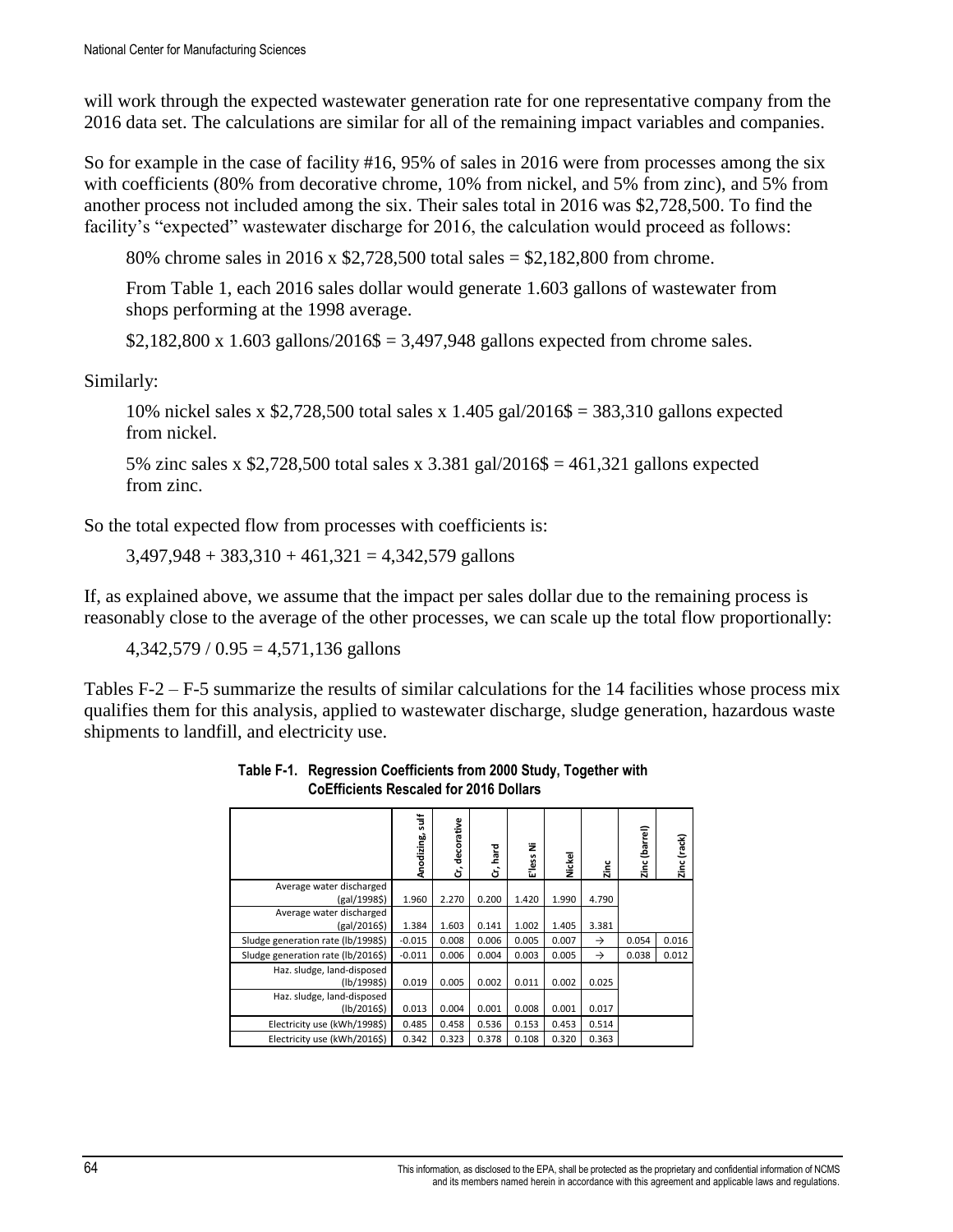will work through the expected wastewater generation rate for one representative company from the 2016 data set. The calculations are similar for all of the remaining impact variables and companies.

So for example in the case of facility #16, 95% of sales in 2016 were from processes among the six with coefficients (80% from decorative chrome, 10% from nickel, and 5% from zinc), and 5% from another process not included among the six. Their sales total in 2016 was $2,728,500. To find the facility's "expected" wastewater discharge for 2016, the calculation would proceed as follows:

> 80% chrome sales in 2016 x $2,728,500 total sales = $2,182,800 from chrome.
>
> From Table 1, each 2016 sales dollar would generate 1.603 gallons of wastewater from shops performing at the 1998 average.
>
> $2,182,800 x 1.603 gallons/2016$ = 3,497,948 gallons expected from chrome sales.

Similarly:

> 10% nickel sales x $2,728,500 total sales x 1.405 gal/2016$ = 383,310 gallons expected from nickel.
>
> 5% zinc sales x $2,728,500 total sales x 3.381 gal/2016$ = 461,321 gallons expected from zinc.

So the total expected flow from processes with coefficients is:

> 3,497,948 + 383,310 + 461,321 = 4,342,579 gallons

If, as explained above, we assume that the impact per sales dollar due to the remaining process is reasonably close to the average of the other processes, we can scale up the total flow proportionally:

> 4,342,579 / 0.95 = 4,571,136 gallons

Tables F-2 – F-5 summarize the results of similar calculations for the 14 facilities whose process mix qualifies them for this analysis, applied to wastewater discharge, sludge generation, hazardous waste shipments to landfill, and electricity use.

**Table F-1. Regression Coefficients from 2000 Study, Together with CoEfficients Rescaled for 2016 Dollars**

| | Anodizing, sulf | Cr, decorative | Cr, hard | E'less Ni | Nickel | Zinc | Zinc (barrel) | Zinc (rack) |
|---|---|---|---|---|---|---|---|---|
| Average water discharged (gal/1998$) | 1.960 | 2.270 | 0.200 | 1.420 | 1.990 | 4.790 | | |
| Average water discharged (gal/2016$) | 1.384 | 1.603 | 0.141 | 1.002 | 1.405 | 3.381 | | |
| Sludge generation rate (lb/1998$) | -0.015 | 0.008 | 0.006 | 0.005 | 0.007 | → | 0.054 | 0.016 |
| Sludge generation rate (lb/2016$) | -0.011 | 0.006 | 0.004 | 0.003 | 0.005 | → | 0.038 | 0.012 |
| Haz. sludge, land-disposed (lb/1998$) | 0.019 | 0.005 | 0.002 | 0.011 | 0.002 | 0.025 | | |
| Haz. sludge, land-disposed (lb/2016$) | 0.013 | 0.004 | 0.001 | 0.008 | 0.001 | 0.017 | | |
| Electricity use (kWh/1998$) | 0.485 | 0.458 | 0.536 | 0.153 | 0.453 | 0.514 | | |
| Electricity use (kWh/2016$) | 0.342 | 0.323 | 0.378 | 0.108 | 0.320 | 0.363 | | |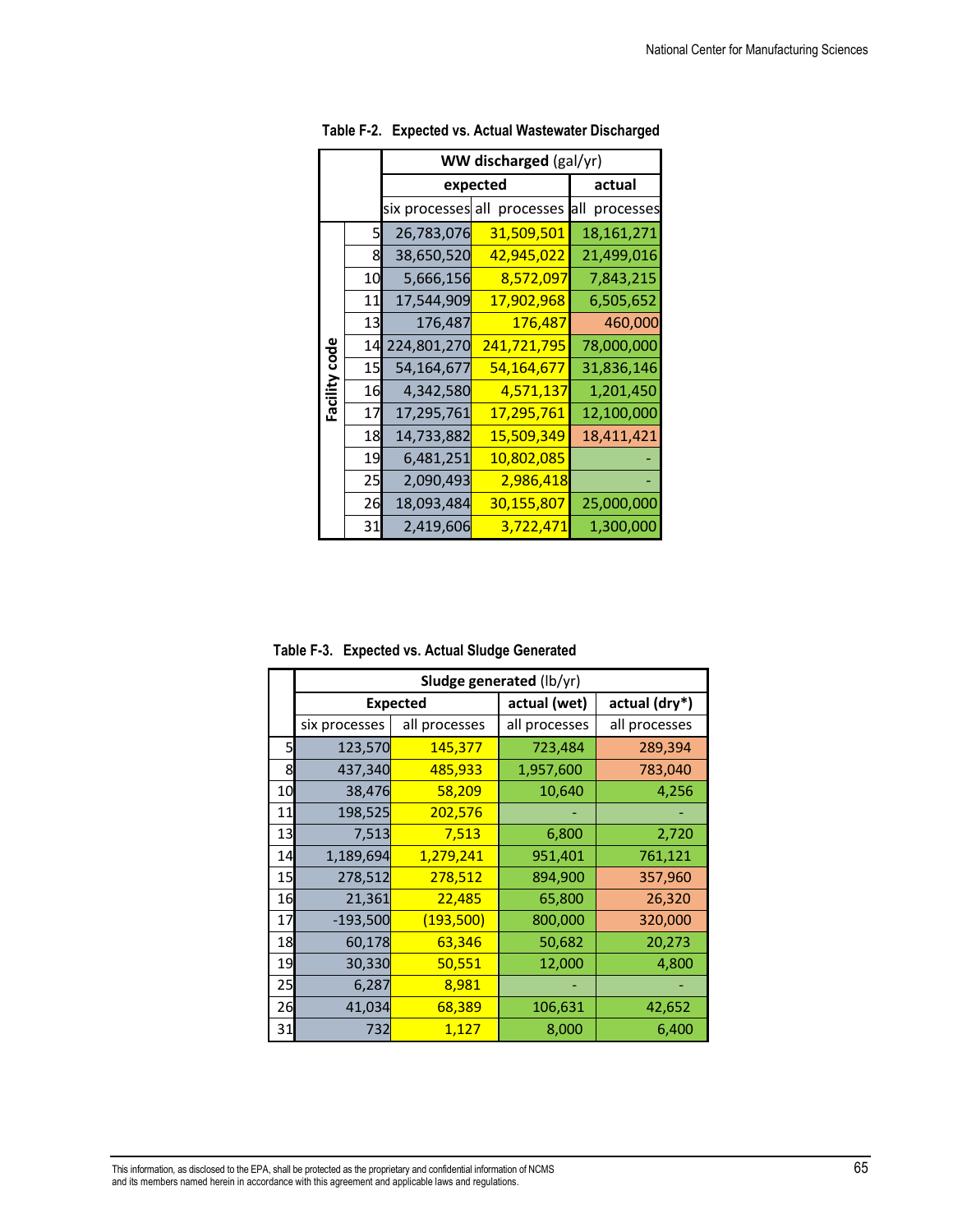**Table F-2. Expected vs. Actual Wastewater Discharged**

| Facility code | WW discharged (gal/yr) expected | | actual |
|---|---|---|---|
| | six processes | all processes | all processes |
| 5 | 26,783,076 | 31,509,501 | 18,161,271 |
| 8 | 38,650,520 | 42,945,022 | 21,499,016 |
| 10 | 5,666,156 | 8,572,097 | 7,843,215 |
| 11 | 17,544,909 | 17,902,968 | 6,505,652 |
| 13 | 176,487 | 176,487 | 460,000 |
| 14 | 224,801,270 | 241,721,795 | 78,000,000 |
| 15 | 54,164,677 | 54,164,677 | 31,836,146 |
| 16 | 4,342,580 | 4,571,137 | 1,201,450 |
| 17 | 17,295,761 | 17,295,761 | 12,100,000 |
| 18 | 14,733,882 | 15,509,349 | 18,411,421 |
| 19 | 6,481,251 | 10,802,085 | - |
| 25 | 2,090,493 | 2,986,418 | - |
| 26 | 18,093,484 | 30,155,807 | 25,000,000 |
| 31 | 2,419,606 | 3,722,471 | 1,300,000 |

**Table F-3. Expected vs. Actual Sludge Generated**

| | Sludge generated (lb/yr) Expected | | actual (wet) | actual (dry*) |
|---|---|---|---|---|
| | six processes | all processes | all processes | all processes |
| 5 | 123,570 | 145,377 | 723,484 | 289,394 |
| 8 | 437,340 | 485,933 | 1,957,600 | 783,040 |
| 10 | 38,476 | 58,209 | 10,640 | 4,256 |
| 11 | 198,525 | 202,576 | - | - |
| 13 | 7,513 | 7,513 | 6,800 | 2,720 |
| 14 | 1,189,694 | 1,279,241 | 951,401 | 761,121 |
| 15 | 278,512 | 278,512 | 894,900 | 357,960 |
| 16 | 21,361 | 22,485 | 65,800 | 26,320 |
| 17 | -193,500 | (193,500) | 800,000 | 320,000 |
| 18 | 60,178 | 63,346 | 50,682 | 20,273 |
| 19 | 30,330 | 50,551 | 12,000 | 4,800 |
| 25 | 6,287 | 8,981 | - | - |
| 26 | 41,034 | 68,389 | 106,631 | 42,652 |
| 31 | 732 | 1,127 | 8,000 | 6,400 |

This information, as disclosed to the EPA, shall be protected as the proprietary and confidential information of NCMS and its members named herein in accordance with this agreement and applicable laws and regulations.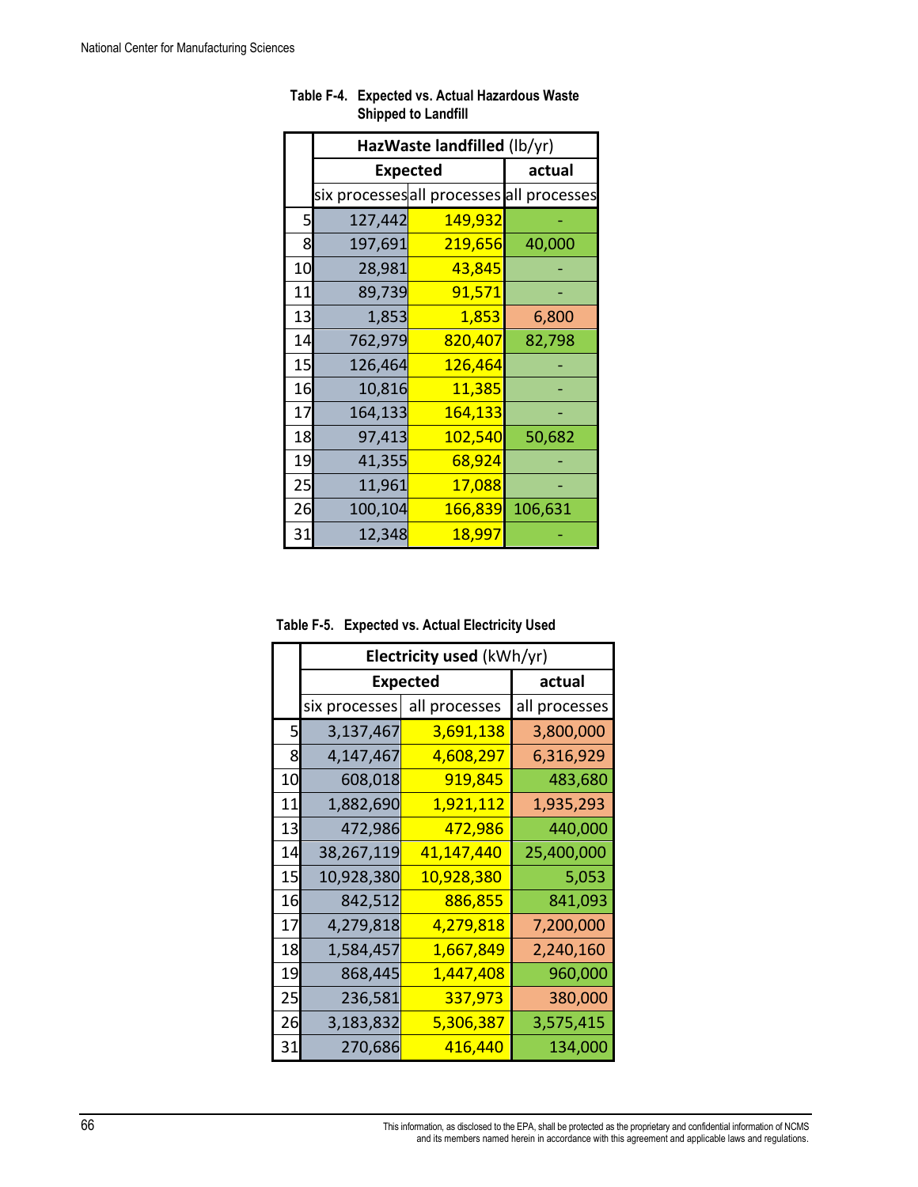Table F-4. Expected vs. Actual Hazardous Waste Shipped to Landfill

| | HazWaste landfilled (lb/yr) | | |
|---|---|---|---|
| | Expected | | actual |
| | six processes | all processes | all processes |
| 5 | 127,442 | 149,932 | - |
| 8 | 197,691 | 219,656 | 40,000 |
| 10 | 28,981 | 43,845 | - |
| 11 | 89,739 | 91,571 | - |
| 13 | 1,853 | 1,853 | 6,800 |
| 14 | 762,979 | 820,407 | 82,798 |
| 15 | 126,464 | 126,464 | - |
| 16 | 10,816 | 11,385 | - |
| 17 | 164,133 | 164,133 | - |
| 18 | 97,413 | 102,540 | 50,682 |
| 19 | 41,355 | 68,924 | - |
| 25 | 11,961 | 17,088 | - |
| 26 | 100,104 | 166,839 | 106,631 |
| 31 | 12,348 | 18,997 | - |

Table F-5. Expected vs. Actual Electricity Used

| | Electricity used (kWh/yr) | | |
|---|---|---|---|
| | Expected | | actual |
| | six processes | all processes | all processes |
| 5 | 3,137,467 | 3,691,138 | 3,800,000 |
| 8 | 4,147,467 | 4,608,297 | 6,316,929 |
| 10 | 608,018 | 919,845 | 483,680 |
| 11 | 1,882,690 | 1,921,112 | 1,935,293 |
| 13 | 472,986 | 472,986 | 440,000 |
| 14 | 38,267,119 | 41,147,440 | 25,400,000 |
| 15 | 10,928,380 | 10,928,380 | 5,053 |
| 16 | 842,512 | 886,855 | 841,093 |
| 17 | 4,279,818 | 4,279,818 | 7,200,000 |
| 18 | 1,584,457 | 1,667,849 | 2,240,160 |
| 19 | 868,445 | 1,447,408 | 960,000 |
| 25 | 236,581 | 337,973 | 380,000 |
| 26 | 3,183,832 | 5,306,387 | 3,575,415 |
| 31 | 270,686 | 416,440 | 134,000 |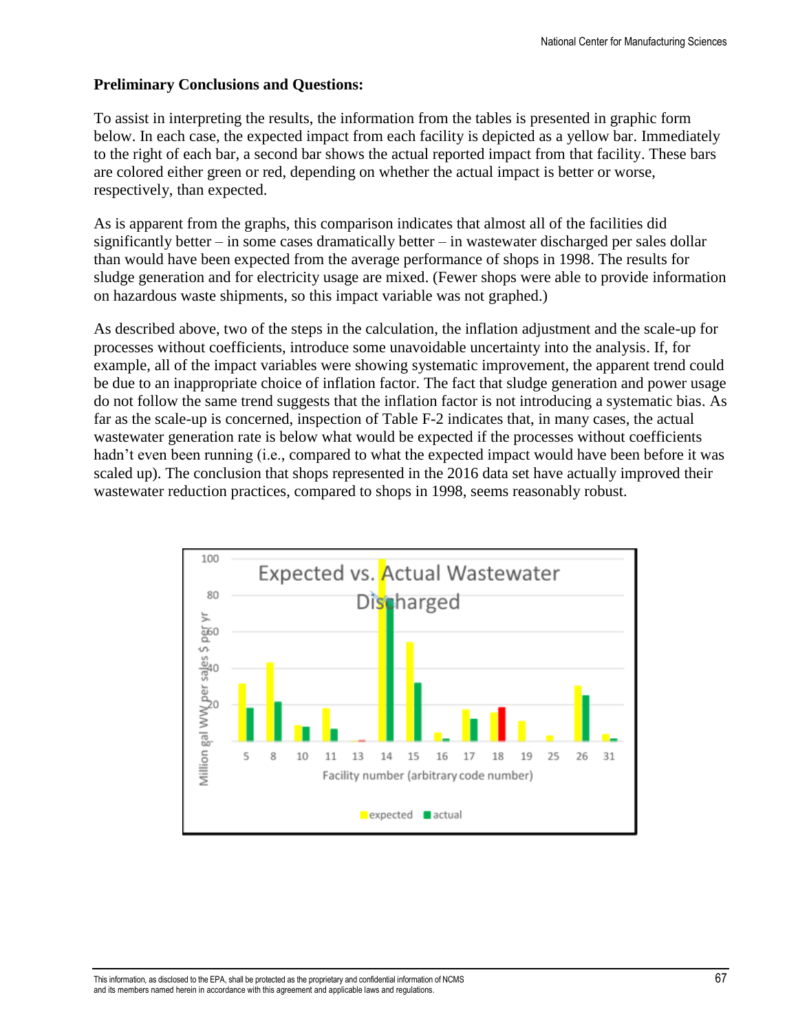**Preliminary Conclusions and Questions:**

To assist in interpreting the results, the information from the tables is presented in graphic form below. In each case, the expected impact from each facility is depicted as a yellow bar. Immediately to the right of each bar, a second bar shows the actual reported impact from that facility. These bars are colored either green or red, depending on whether the actual impact is better or worse, respectively, than expected.

As is apparent from the graphs, this comparison indicates that almost all of the facilities did significantly better – in some cases dramatically better – in wastewater discharged per sales dollar than would have been expected from the average performance of shops in 1998. The results for sludge generation and for electricity usage are mixed. (Fewer shops were able to provide information on hazardous waste shipments, so this impact variable was not graphed.)

As described above, two of the steps in the calculation, the inflation adjustment and the scale-up for processes without coefficients, introduce some unavoidable uncertainty into the analysis. If, for example, all of the impact variables were showing systematic improvement, the apparent trend could be due to an inappropriate choice of inflation factor. The fact that sludge generation and power usage do not follow the same trend suggests that the inflation factor is not introducing a systematic bias. As far as the scale-up is concerned, inspection of Table F-2 indicates that, in many cases, the actual wastewater generation rate is below what would be expected if the processes without coefficients hadn't even been running (i.e., compared to what the expected impact would have been before it was scaled up). The conclusion that shops represented in the 2016 data set have actually improved their wastewater reduction practices, compared to shops in 1998, seems reasonably robust.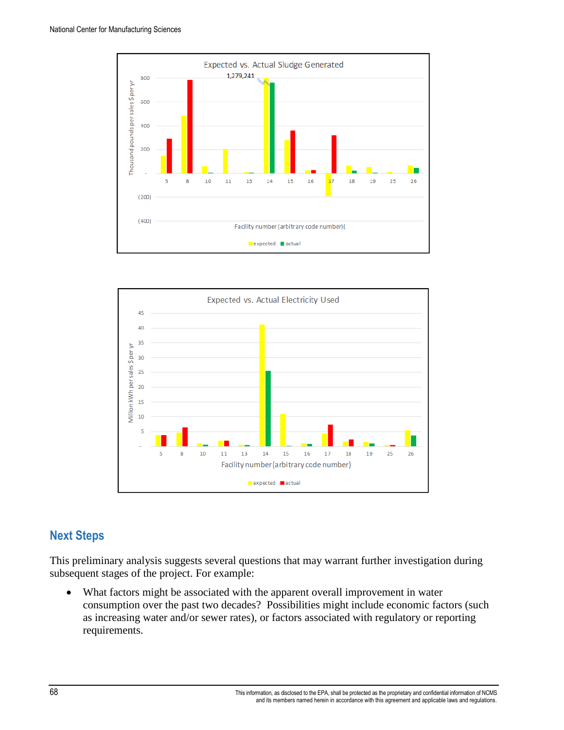Expected vs. Actual Sludge Generated

Thousand pounds per sales $ per yr

Facility number (arbitrary code number)(

expected actual

Expected vs. Actual Electricity Used

Million kWh per sales $ per yr

Facility number (arbitrary code number)

expected actual

## Next Steps

This preliminary analysis suggests several questions that may warrant further investigation during subsequent stages of the project. For example:

- What factors might be associated with the apparent overall improvement in water consumption over the past two decades? Possibilities might include economic factors (such as increasing water and/or sewer rates), or factors associated with regulatory or reporting requirements.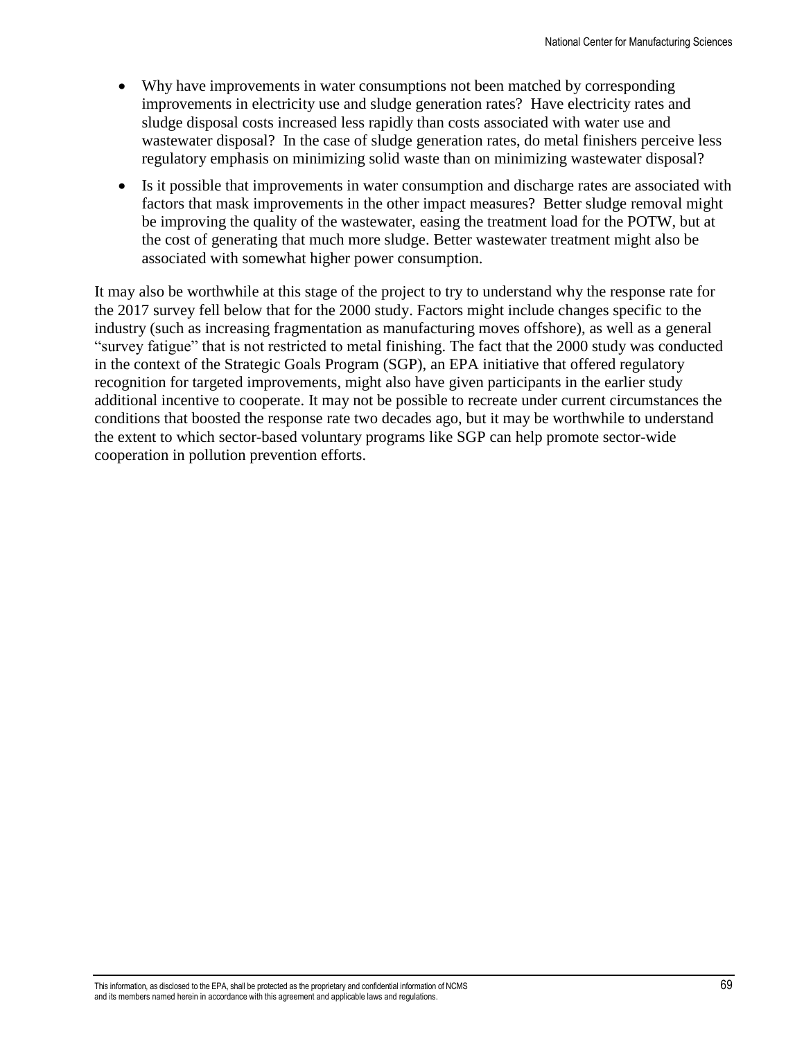- Why have improvements in water consumptions not been matched by corresponding improvements in electricity use and sludge generation rates? Have electricity rates and sludge disposal costs increased less rapidly than costs associated with water use and wastewater disposal? In the case of sludge generation rates, do metal finishers perceive less regulatory emphasis on minimizing solid waste than on minimizing wastewater disposal?
- Is it possible that improvements in water consumption and discharge rates are associated with factors that mask improvements in the other impact measures? Better sludge removal might be improving the quality of the wastewater, easing the treatment load for the POTW, but at the cost of generating that much more sludge. Better wastewater treatment might also be associated with somewhat higher power consumption.

It may also be worthwhile at this stage of the project to try to understand why the response rate for the 2017 survey fell below that for the 2000 study. Factors might include changes specific to the industry (such as increasing fragmentation as manufacturing moves offshore), as well as a general "survey fatigue" that is not restricted to metal finishing. The fact that the 2000 study was conducted in the context of the Strategic Goals Program (SGP), an EPA initiative that offered regulatory recognition for targeted improvements, might also have given participants in the earlier study additional incentive to cooperate. It may not be possible to recreate under current circumstances the conditions that boosted the response rate two decades ago, but it may be worthwhile to understand the extent to which sector-based voluntary programs like SGP can help promote sector-wide cooperation in pollution prevention efforts.